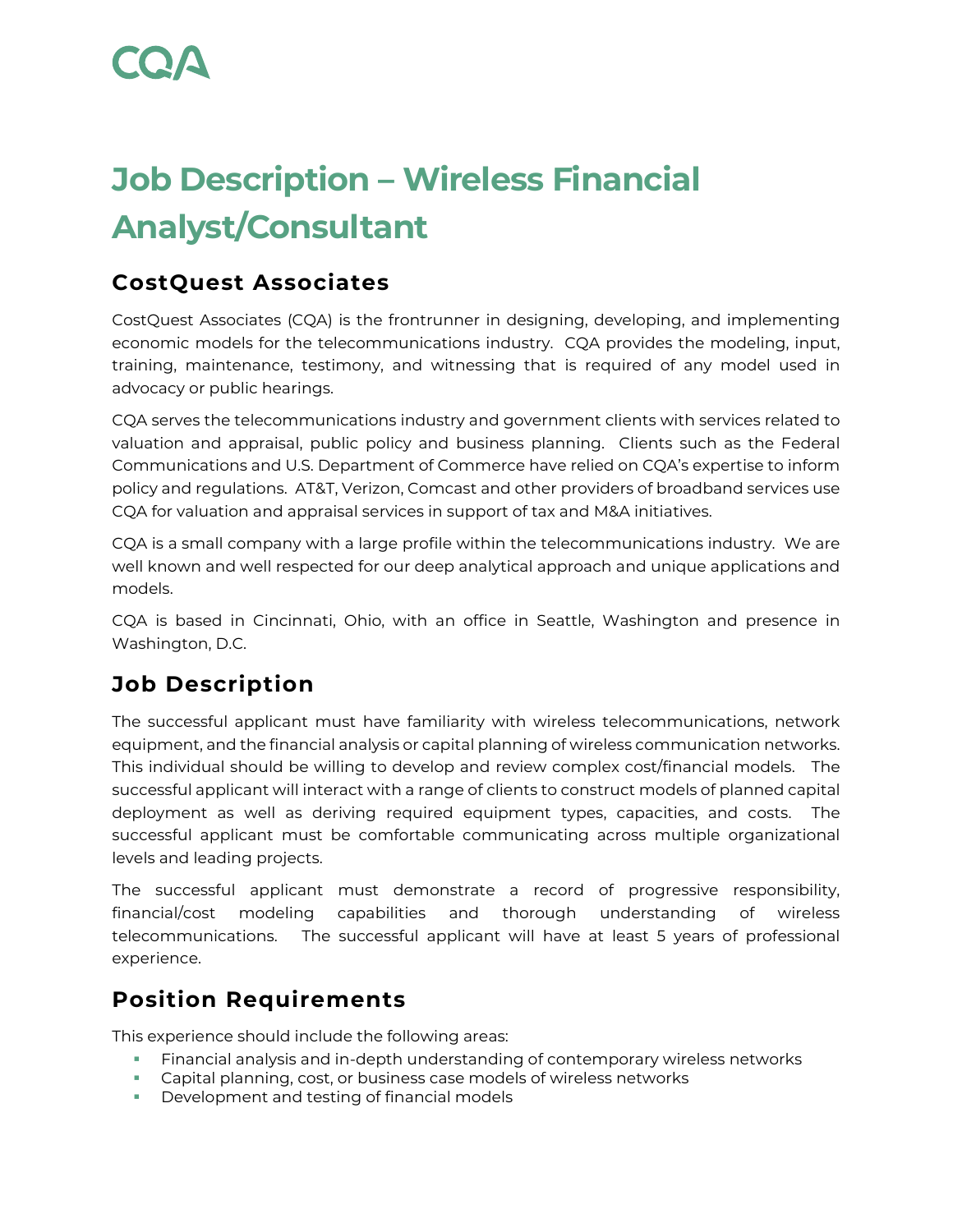CQA

# Job Description – Wireless Financial Analyst/Consultant

## CostQuest Associates

CostQuest Associates (CQA) is the frontrunner in designing, developing, and implementing economic models for the telecommunications industry. CQA provides the modeling, input, training, maintenance, testimony, and witnessing that is required of any model used in advocacy or public hearings.

CQA serves the telecommunications industry and government clients with services related to valuation and appraisal, public policy and business planning. Clients such as the Federal Communications and U.S. Department of Commerce have relied on CQA's expertise to inform policy and regulations. AT&T, Verizon, Comcast and other providers of broadband services use CQA for valuation and appraisal services in support of tax and M&A initiatives.

CQA is a small company with a large profile within the telecommunications industry. We are well known and well respected for our deep analytical approach and unique applications and models.

CQA is based in Cincinnati, Ohio, with an office in Seattle, Washington and presence in Washington, D.C.

## Job Description

The successful applicant must have familiarity with wireless telecommunications, network equipment, and the financial analysis or capital planning of wireless communication networks. This individual should be willing to develop and review complex cost/financial models. The successful applicant will interact with a range of clients to construct models of planned capital deployment as well as deriving required equipment types, capacities, and costs. The successful applicant must be comfortable communicating across multiple organizational levels and leading projects.

The successful applicant must demonstrate a record of progressive responsibility, financial/cost modeling capabilities and thorough understanding of wireless telecommunications. The successful applicant will have at least 5 years of professional experience.

## Position Requirements

This experience should include the following areas:

- Financial analysis and in-depth understanding of contemporary wireless networks
- Capital planning, cost, or business case models of wireless networks
- Development and testing of financial models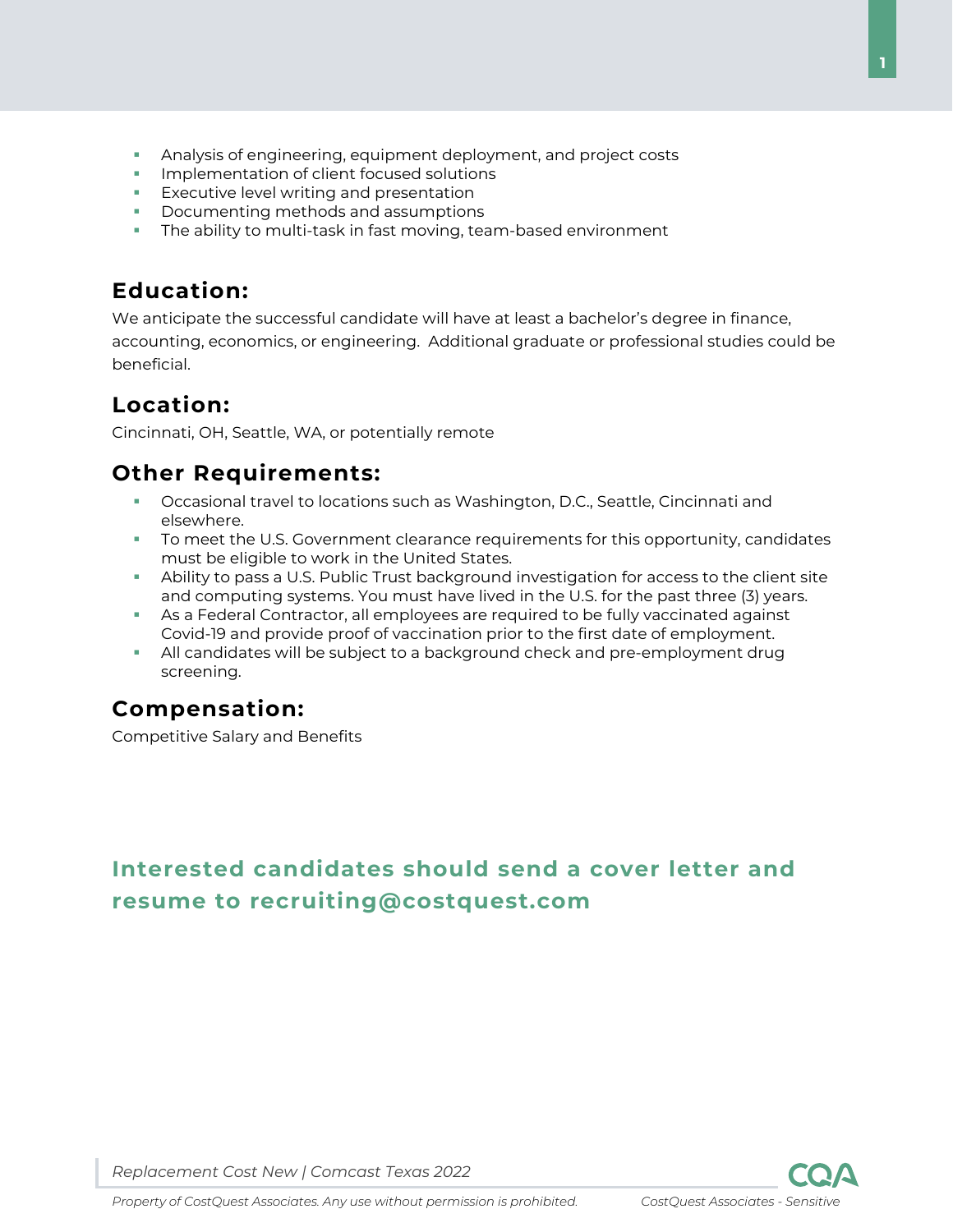- Analysis of engineering, equipment deployment, and project costs
- Implementation of client focused solutions
- Executive level writing and presentation
- Documenting methods and assumptions
- The ability to multi-task in fast moving, team-based environment

## Education:

We anticipate the successful candidate will have at least a bachelor's degree in finance, accounting, economics, or engineering. Additional graduate or professional studies could be beneficial.

## Location:

Cincinnati, OH, Seattle, WA, or potentially remote

## Other Requirements:

- Occasional travel to locations such as Washington, D.C., Seattle, Cincinnati and elsewhere.
- To meet the U.S. Government clearance requirements for this opportunity, candidates must be eligible to work in the United States.
- Ability to pass a U.S. Public Trust background investigation for access to the client site and computing systems. You must have lived in the U.S. for the past three (3) years.
- As a Federal Contractor, all employees are required to be fully vaccinated against Covid-19 and provide proof of vaccination prior to the first date of employment.
- All candidates will be subject to a background check and pre-employment drug screening.

## Compensation:

Competitive Salary and Benefits

**Interested candidates should send a cover letter and resume to recruiting@costquest.com**